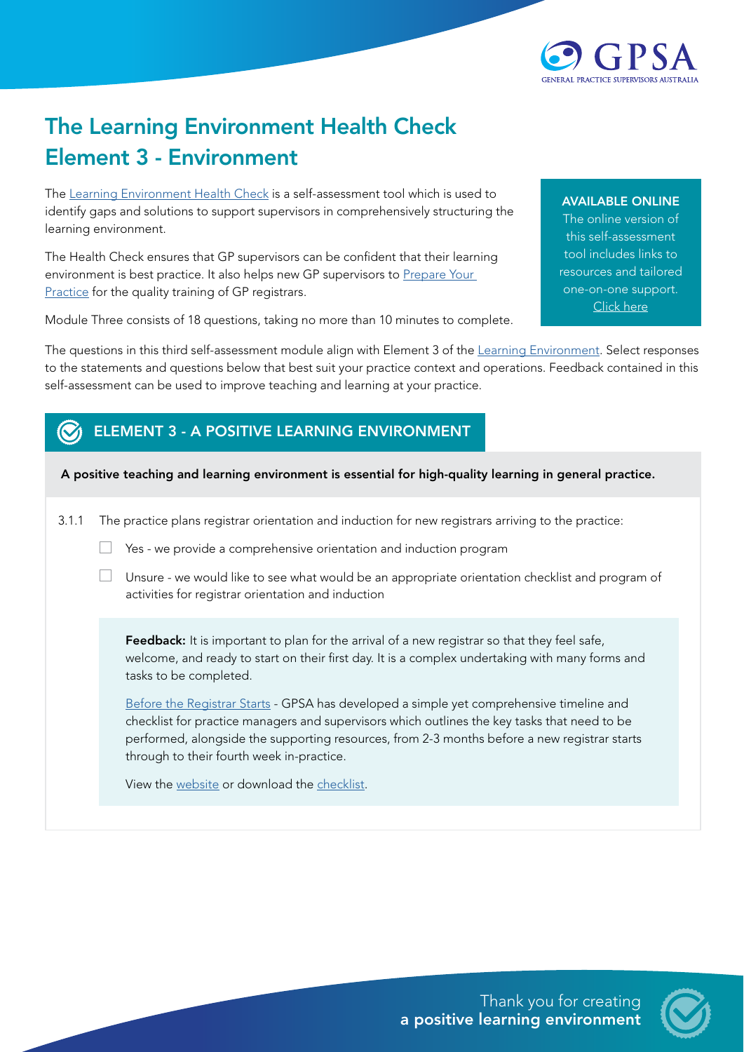# The Learning Environment Health Check
# Element 3 - Environment

The Learning Environment Health Check is a self-assessment tool which is used to identify gaps and solutions to support supervisors in comprehensively structuring the learning environment.

The Health Check ensures that GP supervisors can be confident that their learning environment is best practice. It also helps new GP supervisors to Prepare Your Practice for the quality training of GP registrars.

Module Three consists of 18 questions, taking no more than 10 minutes to complete.

**AVAILABLE ONLINE**
The online version of this self-assessment tool includes links to resources and tailored one-on-one support. Click here

The questions in this third self-assessment module align with Element 3 of the Learning Environment. Select responses to the statements and questions below that best suit your practice context and operations. Feedback contained in this self-assessment can be used to improve teaching and learning at your practice.

## ELEMENT 3 - A POSITIVE LEARNING ENVIRONMENT

**A positive teaching and learning environment is essential for high-quality learning in general practice.**

3.1.1 The practice plans registrar orientation and induction for new registrars arriving to the practice:

- [ ] Yes - we provide a comprehensive orientation and induction program
- [ ] Unsure - we would like to see what would be an appropriate orientation checklist and program of activities for registrar orientation and induction

**Feedback:** It is important to plan for the arrival of a new registrar so that they feel safe, welcome, and ready to start on their first day. It is a complex undertaking with many forms and tasks to be completed.

Before the Registrar Starts - GPSA has developed a simple yet comprehensive timeline and checklist for practice managers and supervisors which outlines the key tasks that need to be performed, alongside the supporting resources, from 2-3 months before a new registrar starts through to their fourth week in-practice.

View the website or download the checklist.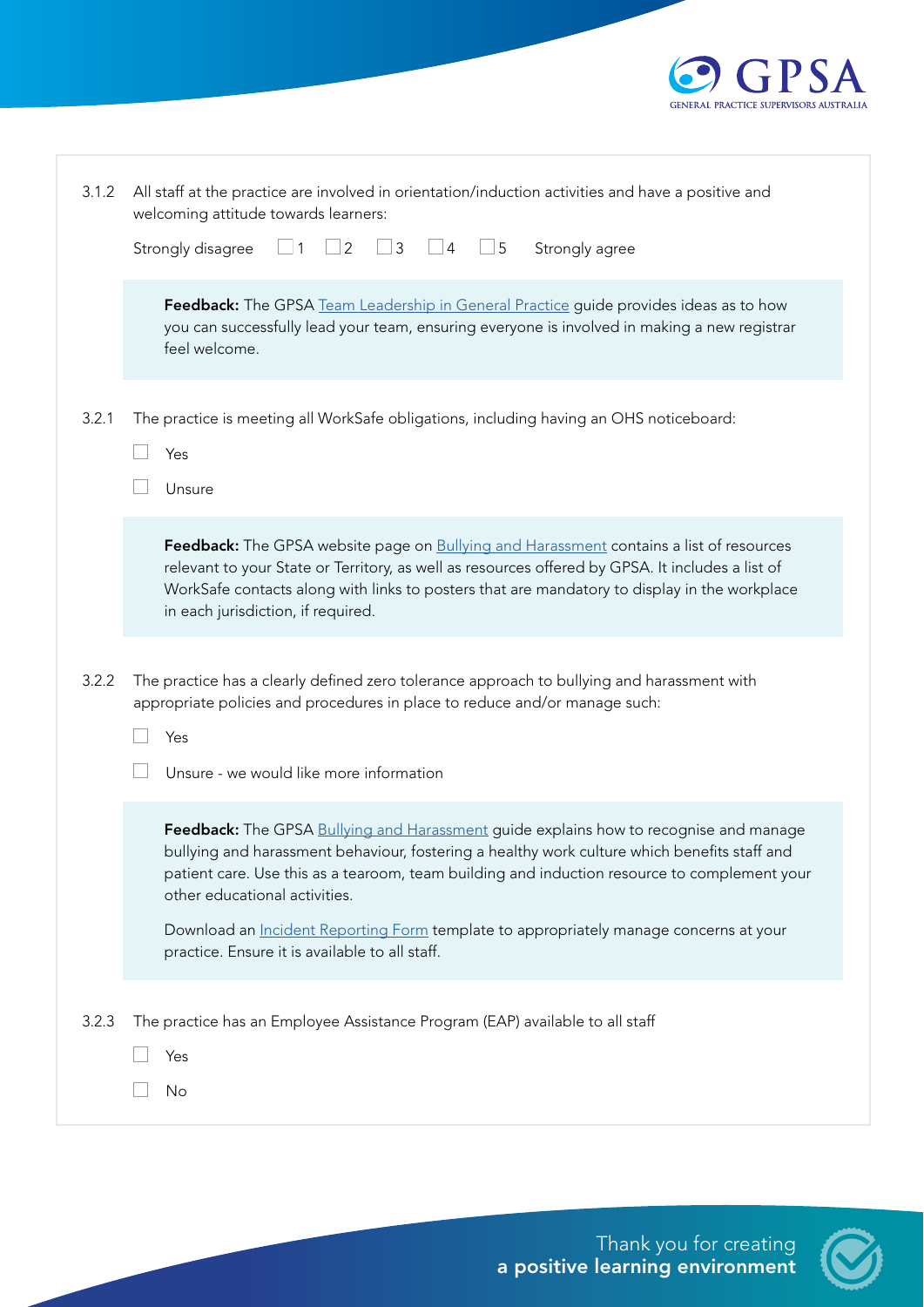3.1.2 All staff at the practice are involved in orientation/induction activities and have a positive and welcoming attitude towards learners:

Strongly disagree ☐ 1 ☐ 2 ☐ 3 ☐ 4 ☐ 5 Strongly agree

> **Feedback:** The GPSA Team Leadership in General Practice guide provides ideas as to how you can successfully lead your team, ensuring everyone is involved in making a new registrar feel welcome.

3.2.1 The practice is meeting all WorkSafe obligations, including having an OHS noticeboard:

☐ Yes

☐ Unsure

> **Feedback:** The GPSA website page on Bullying and Harassment contains a list of resources relevant to your State or Territory, as well as resources offered by GPSA. It includes a list of WorkSafe contacts along with links to posters that are mandatory to display in the workplace in each jurisdiction, if required.

3.2.2 The practice has a clearly defined zero tolerance approach to bullying and harassment with appropriate policies and procedures in place to reduce and/or manage such:

☐ Yes

☐ Unsure - we would like more information

> **Feedback:** The GPSA Bullying and Harassment guide explains how to recognise and manage bullying and harassment behaviour, fostering a healthy work culture which benefits staff and patient care. Use this as a tearoom, team building and induction resource to complement your other educational activities.
>
> Download an Incident Reporting Form template to appropriately manage concerns at your practice. Ensure it is available to all staff.

3.2.3 The practice has an Employee Assistance Program (EAP) available to all staff

☐ Yes

☐ No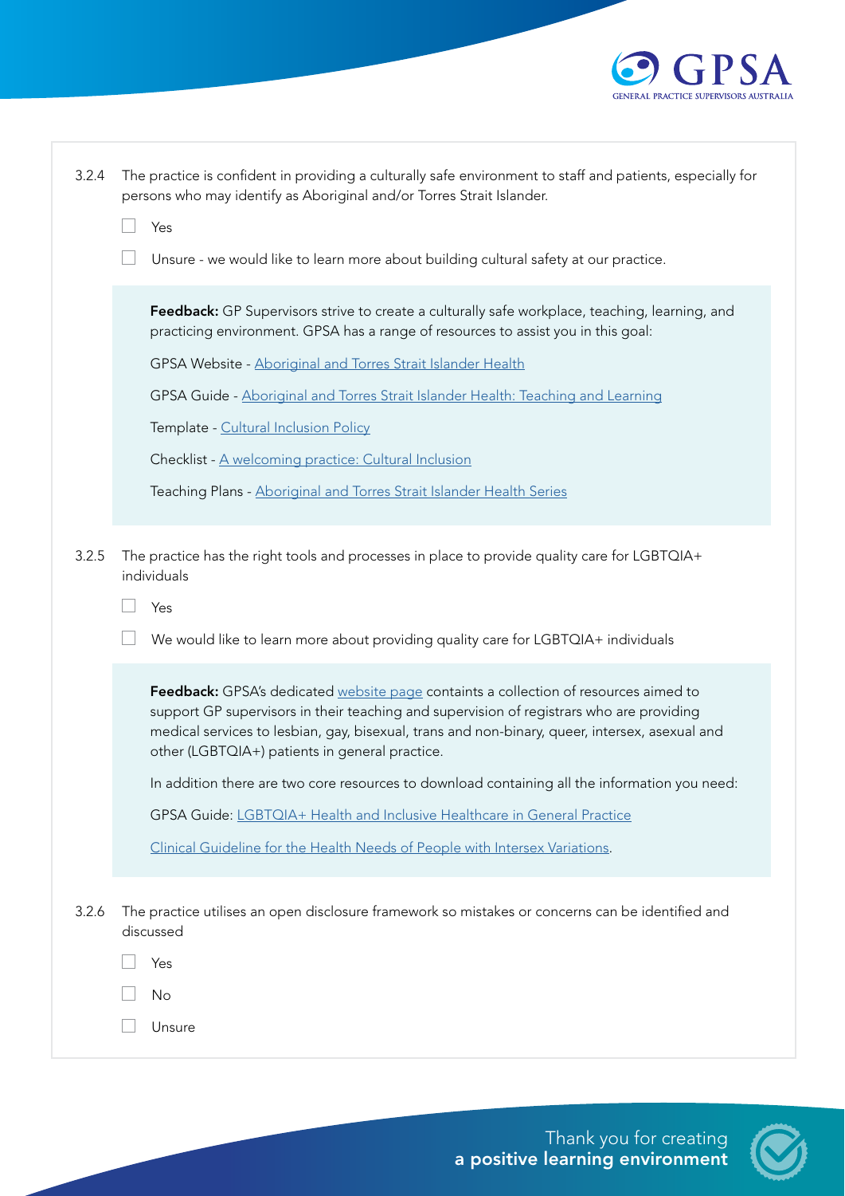3.2.4 The practice is confident in providing a culturally safe environment to staff and patients, especially for persons who may identify as Aboriginal and/or Torres Strait Islander.

- ☐ Yes
- ☐ Unsure - we would like to learn more about building cultural safety at our practice.

> **Feedback:** GP Supervisors strive to create a culturally safe workplace, teaching, learning, and practicing environment. GPSA has a range of resources to assist you in this goal:
>
> GPSA Website - Aboriginal and Torres Strait Islander Health
>
> GPSA Guide - Aboriginal and Torres Strait Islander Health: Teaching and Learning
>
> Template - Cultural Inclusion Policy
>
> Checklist - A welcoming practice: Cultural Inclusion
>
> Teaching Plans - Aboriginal and Torres Strait Islander Health Series

3.2.5 The practice has the right tools and processes in place to provide quality care for LGBTQIA+ individuals

- ☐ Yes
- ☐ We would like to learn more about providing quality care for LGBTQIA+ individuals

> **Feedback:** GPSA's dedicated website page containts a collection of resources aimed to support GP supervisors in their teaching and supervision of registrars who are providing medical services to lesbian, gay, bisexual, trans and non-binary, queer, intersex, asexual and other (LGBTQIA+) patients in general practice.
>
> In addition there are two core resources to download containing all the information you need:
>
> GPSA Guide: LGBTQIA+ Health and Inclusive Healthcare in General Practice
>
> Clinical Guideline for the Health Needs of People with Intersex Variations.

3.2.6 The practice utilises an open disclosure framework so mistakes or concerns can be identified and discussed

- ☐ Yes
- ☐ No
- ☐ Unsure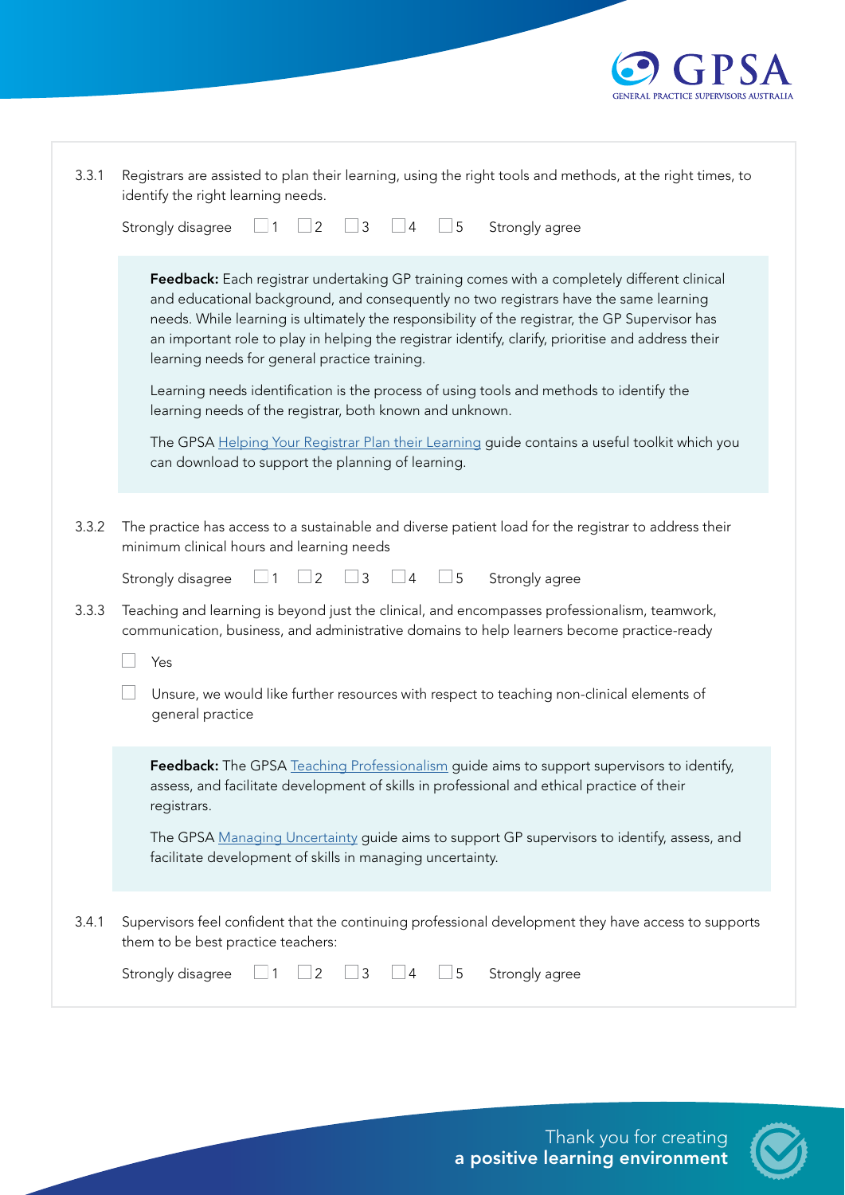3.3.1 Registrars are assisted to plan their learning, using the right tools and methods, at the right times, to identify the right learning needs.

Strongly disagree ☐ 1 ☐ 2 ☐ 3 ☐ 4 ☐ 5 Strongly agree

**Feedback:** Each registrar undertaking GP training comes with a completely different clinical and educational background, and consequently no two registrars have the same learning needs. While learning is ultimately the responsibility of the registrar, the GP Supervisor has an important role to play in helping the registrar identify, clarify, prioritise and address their learning needs for general practice training.

Learning needs identification is the process of using tools and methods to identify the learning needs of the registrar, both known and unknown.

The GPSA Helping Your Registrar Plan their Learning guide contains a useful toolkit which you can download to support the planning of learning.

3.3.2 The practice has access to a sustainable and diverse patient load for the registrar to address their minimum clinical hours and learning needs

Strongly disagree ☐ 1 ☐ 2 ☐ 3 ☐ 4 ☐ 5 Strongly agree

3.3.3 Teaching and learning is beyond just the clinical, and encompasses professionalism, teamwork, communication, business, and administrative domains to help learners become practice-ready

☐ Yes

☐ Unsure, we would like further resources with respect to teaching non-clinical elements of general practice

**Feedback:** The GPSA Teaching Professionalism guide aims to support supervisors to identify, assess, and facilitate development of skills in professional and ethical practice of their registrars.

The GPSA Managing Uncertainty guide aims to support GP supervisors to identify, assess, and facilitate development of skills in managing uncertainty.

3.4.1 Supervisors feel confident that the continuing professional development they have access to supports them to be best practice teachers:

Strongly disagree ☐ 1 ☐ 2 ☐ 3 ☐ 4 ☐ 5 Strongly agree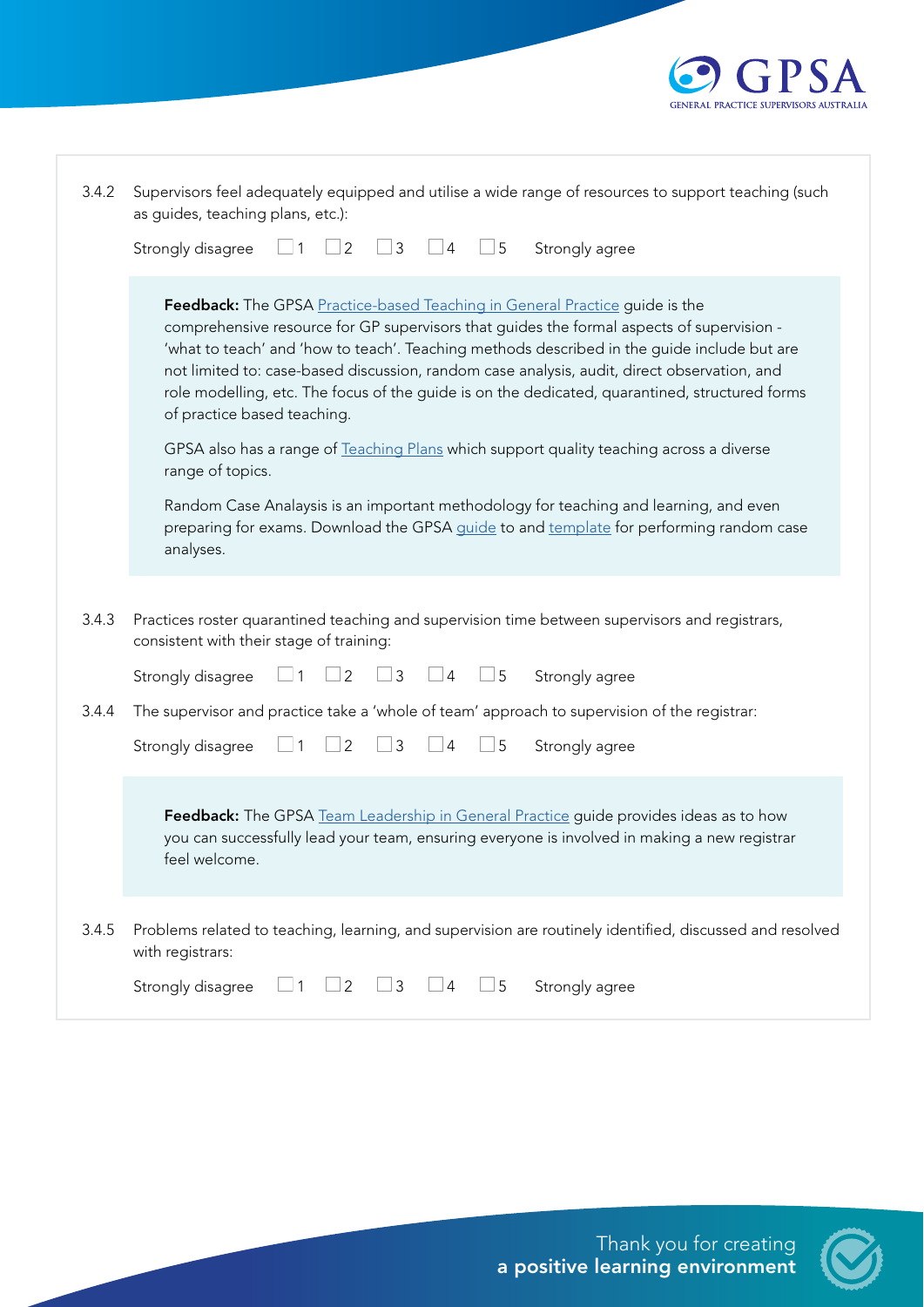3.4.2 Supervisors feel adequately equipped and utilise a wide range of resources to support teaching (such as guides, teaching plans, etc.):

Strongly disagree ☐ 1 ☐ 2 ☐ 3 ☐ 4 ☐ 5 Strongly agree

> **Feedback:** The GPSA Practice-based Teaching in General Practice guide is the comprehensive resource for GP supervisors that guides the formal aspects of supervision - 'what to teach' and 'how to teach'. Teaching methods described in the guide include but are not limited to: case-based discussion, random case analysis, audit, direct observation, and role modelling, etc. The focus of the guide is on the dedicated, quarantined, structured forms of practice based teaching.
>
> GPSA also has a range of Teaching Plans which support quality teaching across a diverse range of topics.
>
> Random Case Analaysis is an important methodology for teaching and learning, and even preparing for exams. Download the GPSA guide to and template for performing random case analyses.

3.4.3 Practices roster quarantined teaching and supervision time between supervisors and registrars, consistent with their stage of training:

Strongly disagree ☐ 1 ☐ 2 ☐ 3 ☐ 4 ☐ 5 Strongly agree

3.4.4 The supervisor and practice take a 'whole of team' approach to supervision of the registrar:

Strongly disagree ☐ 1 ☐ 2 ☐ 3 ☐ 4 ☐ 5 Strongly agree

> **Feedback:** The GPSA Team Leadership in General Practice guide provides ideas as to how you can successfully lead your team, ensuring everyone is involved in making a new registrar feel welcome.

3.4.5 Problems related to teaching, learning, and supervision are routinely identified, discussed and resolved with registrars:

Strongly disagree ☐ 1 ☐ 2 ☐ 3 ☐ 4 ☐ 5 Strongly agree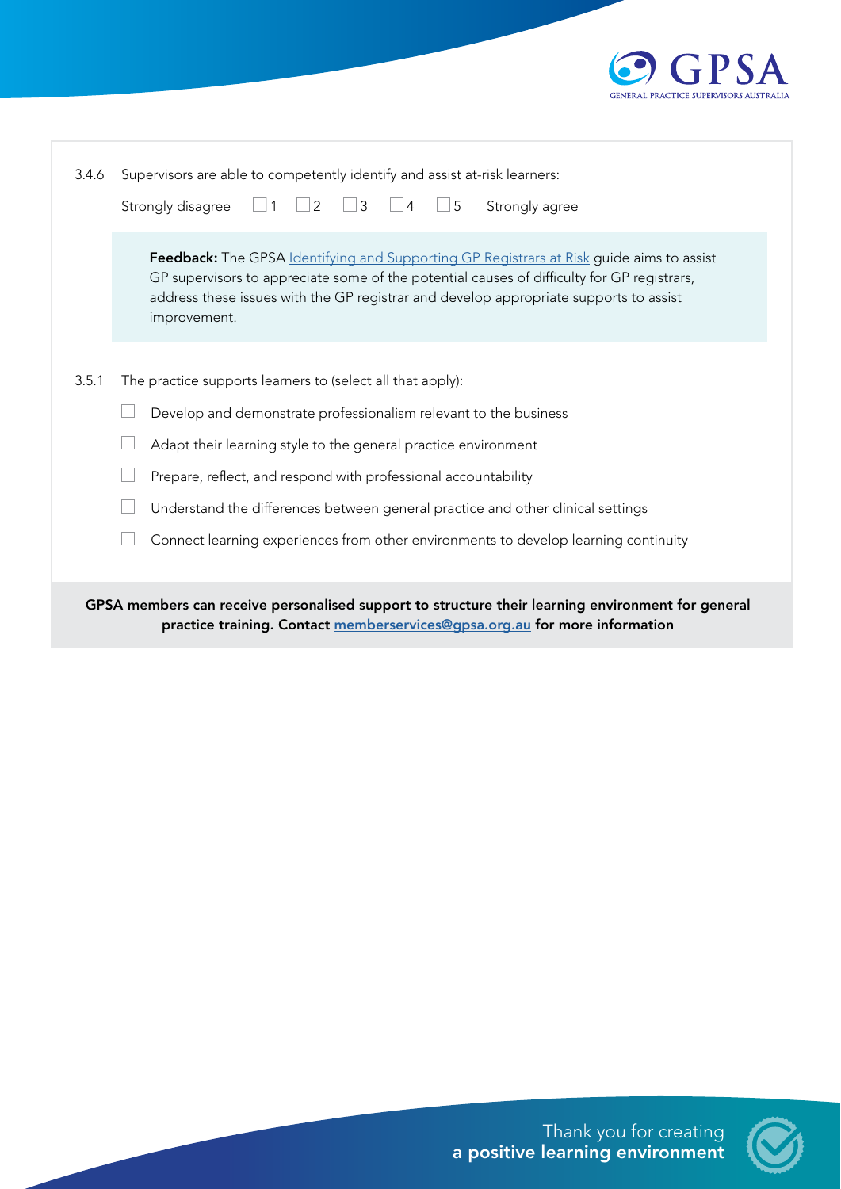3.4.6 Supervisors are able to competently identify and assist at-risk learners:

Strongly disagree ☐ 1 ☐ 2 ☐ 3 ☐ 4 ☐ 5 Strongly agree

> **Feedback:** The GPSA Identifying and Supporting GP Registrars at Risk guide aims to assist GP supervisors to appreciate some of the potential causes of difficulty for GP registrars, address these issues with the GP registrar and develop appropriate supports to assist improvement.

3.5.1 The practice supports learners to (select all that apply):

- ☐ Develop and demonstrate professionalism relevant to the business
- ☐ Adapt their learning style to the general practice environment
- ☐ Prepare, reflect, and respond with professional accountability
- ☐ Understand the differences between general practice and other clinical settings
- ☐ Connect learning experiences from other environments to develop learning continuity

**GPSA members can receive personalised support to structure their learning environment for general practice training. Contact memberservices@gpsa.org.au for more information**

Thank you for creating **a positive learning environment**